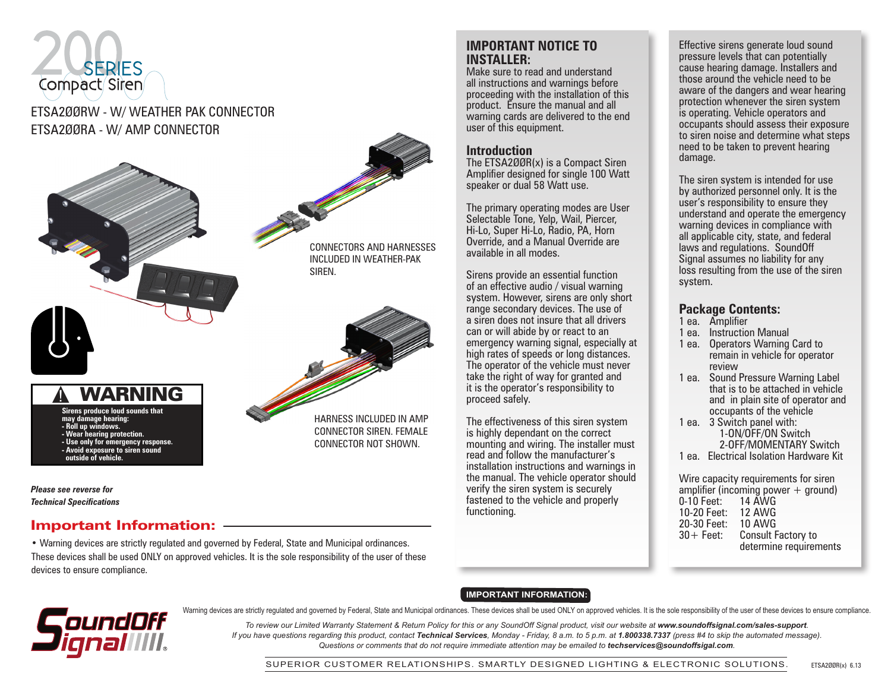# 200 SERIES Compact Siren

ETSA2ØØRW - W/ WEATHER PAK CONNECTOR
ETSA2ØØRA - W/ AMP CONNECTOR

CONNECTORS AND HARNESSES INCLUDED IN WEATHER-PAK SIREN.

HARNESS INCLUDED IN AMP CONNECTOR SIREN. FEMALE CONNECTOR NOT SHOWN.

## ⚠ WARNING

**Sirens produce loud sounds that may damage hearing:**
**- Roll up windows.**
**- Wear hearing protection.**
**- Use only for emergency response.**
**- Avoid exposure to siren sound outside of vehicle.**

***Please see reverse for Technical Specifications***

## Important Information:

• Warning devices are strictly regulated and governed by Federal, State and Municipal ordinances. These devices shall be used ONLY on approved vehicles. It is the sole responsibility of the user of these devices to ensure compliance.

## IMPORTANT NOTICE TO INSTALLER:

Make sure to read and understand all instructions and warnings before proceeding with the installation of this product. Ensure the manual and all warning cards are delivered to the end user of this equipment.

## Introduction

The ETSA2ØØR(x) is a Compact Siren Amplifier designed for single 100 Watt speaker or dual 58 Watt use.

The primary operating modes are User Selectable Tone, Yelp, Wail, Piercer, Hi-Lo, Super Hi-Lo, Radio, PA, Horn Override, and a Manual Override are available in all modes.

Sirens provide an essential function of an effective audio / visual warning system. However, sirens are only short range secondary devices. The use of a siren does not insure that all drivers can or will abide by or react to an emergency warning signal, especially at high rates of speeds or long distances. The operator of the vehicle must never take the right of way for granted and it is the operator's responsibility to proceed safely.

The effectiveness of this siren system is highly dependant on the correct mounting and wiring. The installer must read and follow the manufacturer's installation instructions and warnings in the manual. The vehicle operator should verify the siren system is securely fastened to the vehicle and properly functioning.

Effective sirens generate loud sound pressure levels that can potentially cause hearing damage. Installers and those around the vehicle need to be aware of the dangers and wear hearing protection whenever the siren system is operating. Vehicle operators and occupants should assess their exposure to siren noise and determine what steps need to be taken to prevent hearing damage.

The siren system is intended for use by authorized personnel only. It is the user's responsibility to ensure they understand and operate the emergency warning devices in compliance with all applicable city, state, and federal laws and regulations. SoundOff Signal assumes no liability for any loss resulting from the use of the siren system.

## Package Contents:

- 1 ea. Amplifier
- 1 ea. Instruction Manual
- 1 ea. Operators Warning Card to remain in vehicle for operator review
- 1 ea. Sound Pressure Warning Label that is to be attached in vehicle and in plain site of operator and occupants of the vehicle
- 1 ea. 3 Switch panel with:
  - 1-ON/OFF/ON Switch
  - 2-OFF/MOMENTARY Switch
- 1 ea. Electrical Isolation Hardware Kit

Wire capacity requirements for siren amplifier (incoming power + ground)

| | |
|---|---|
| 0-10 Feet: | 14 AWG |
| 10-20 Feet: | 12 AWG |
| 20-30 Feet: | 10 AWG |
| 30+ Feet: | Consult Factory to determine requirements |

**IMPORTANT INFORMATION:**

Warning devices are strictly regulated and governed by Federal, State and Municipal ordinances. These devices shall be used ONLY on approved vehicles. It is the sole responsibility of the user of these devices to ensure compliance.

*To review our Limited Warranty Statement & Return Policy for this or any SoundOff Signal product, visit our website at* ***www.soundoffsignal.com/sales-support****.*
*If you have questions regarding this product, contact* ***Technical Services****, Monday - Friday, 8 a.m. to 5 p.m. at* ***1.800338.7337*** *(press #4 to skip the automated message).*
*Questions or comments that do not require immediate attention may be emailed to* ***techservices@soundoffsigal.com****.*

SUPERIOR CUSTOMER RELATIONSHIPS. SMARTLY DESIGNED LIGHTING & ELECTRONIC SOLUTIONS.

ETSA2ØØR(x) 6.13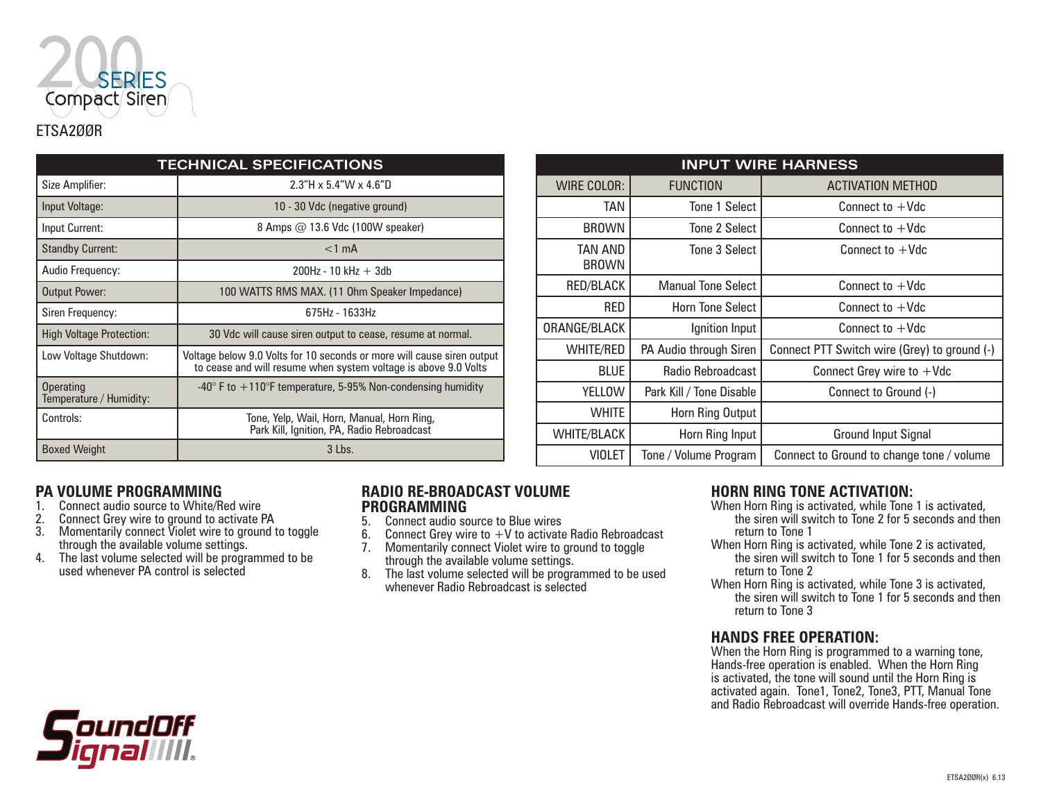# 200 SERIES Compact Siren

ETSA2ØØR

| TECHNICAL SPECIFICATIONS | |
|---|---|
| Size Amplifier: | 2.3"H x 5.4"W x 4.6"D |
| Input Voltage: | 10 - 30 Vdc (negative ground) |
| Input Current: | 8 Amps @ 13.6 Vdc (100W speaker) |
| Standby Current: | <1 mA |
| Audio Frequency: | 200Hz - 10 kHz + 3db |
| Output Power: | 100 WATTS RMS MAX. (11 Ohm Speaker Impedance) |
| Siren Frequency: | 675Hz - 1633Hz |
| High Voltage Protection: | 30 Vdc will cause siren output to cease, resume at normal. |
| Low Voltage Shutdown: | Voltage below 9.0 Volts for 10 seconds or more will cause siren output to cease and will resume when system voltage is above 9.0 Volts |
| Operating Temperature / Humidity: | -40° F to +110°F temperature, 5-95% Non-condensing humidity |
| Controls: | Tone, Yelp, Wail, Horn, Manual, Horn Ring, Park Kill, Ignition, PA, Radio Rebroadcast |
| Boxed Weight | 3 Lbs. |

| INPUT WIRE HARNESS | | |
|---|---|---|
| WIRE COLOR: | FUNCTION | ACTIVATION METHOD |
| TAN | Tone 1 Select | Connect to +Vdc |
| BROWN | Tone 2 Select | Connect to +Vdc |
| TAN AND BROWN | Tone 3 Select | Connect to +Vdc |
| RED/BLACK | Manual Tone Select | Connect to +Vdc |
| RED | Horn Tone Select | Connect to +Vdc |
| ORANGE/BLACK | Ignition Input | Connect to +Vdc |
| WHITE/RED | PA Audio through Siren | Connect PTT Switch wire (Grey) to ground (-) |
| BLUE | Radio Rebroadcast | Connect Grey wire to +Vdc |
| YELLOW | Park Kill / Tone Disable | Connect to Ground (-) |
| WHITE | Horn Ring Output | |
| WHITE/BLACK | Horn Ring Input | Ground Input Signal |
| VIOLET | Tone / Volume Program | Connect to Ground to change tone / volume |

## PA VOLUME PROGRAMMING

1. Connect audio source to White/Red wire
2. Connect Grey wire to ground to activate PA
3. Momentarily connect Violet wire to ground to toggle through the available volume settings.
4. The last volume selected will be programmed to be used whenever PA control is selected

## RADIO RE-BROADCAST VOLUME PROGRAMMING

5. Connect audio source to Blue wires
6. Connect Grey wire to +V to activate Radio Rebroadcast
7. Momentarily connect Violet wire to ground to toggle through the available volume settings.
8. The last volume selected will be programmed to be used whenever Radio Rebroadcast is selected

## HORN RING TONE ACTIVATION:

When Horn Ring is activated, while Tone 1 is activated, the siren will switch to Tone 2 for 5 seconds and then return to Tone 1

When Horn Ring is activated, while Tone 2 is activated, the siren will switch to Tone 1 for 5 seconds and then return to Tone 2

When Horn Ring is activated, while Tone 3 is activated, the siren will switch to Tone 1 for 5 seconds and then return to Tone 3

## HANDS FREE OPERATION:

When the Horn Ring is programmed to a warning tone, Hands-free operation is enabled. When the Horn Ring is activated, the tone will sound until the Horn Ring is activated again. Tone1, Tone2, Tone3, PTT, Manual Tone and Radio Rebroadcast will override Hands-free operation.

SoundOff Signal®

ETSA2ØØR(x) 6.13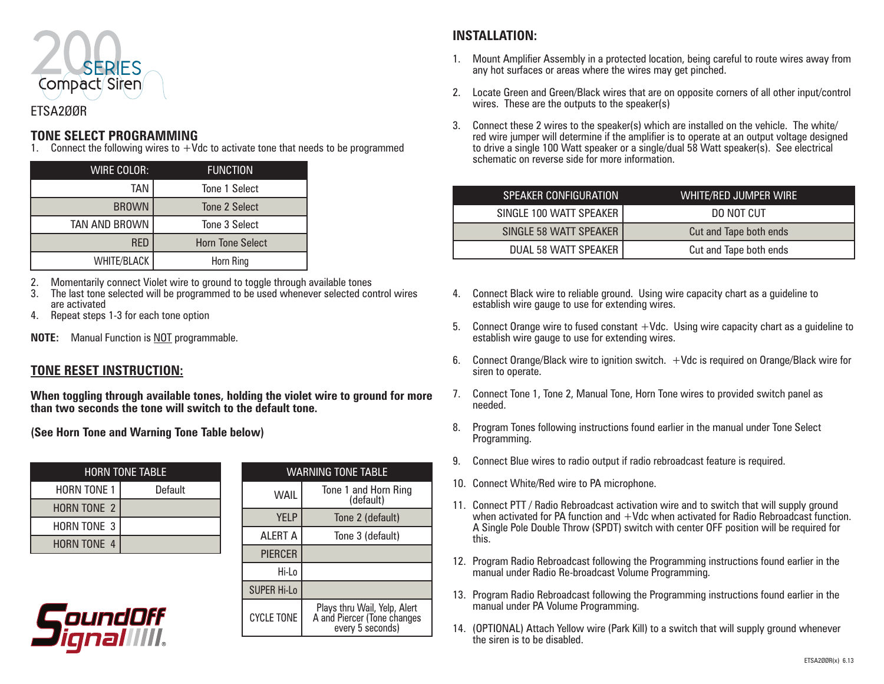# 200 SERIES Compact Siren

ETSA2ØØR

## TONE SELECT PROGRAMMING

1. Connect the following wires to +Vdc to activate tone that needs to be programmed

| WIRE COLOR: | FUNCTION |
|---|---|
| TAN | Tone 1 Select |
| BROWN | Tone 2 Select |
| TAN AND BROWN | Tone 3 Select |
| RED | Horn Tone Select |
| WHITE/BLACK | Horn Ring |

2. Momentarily connect Violet wire to ground to toggle through available tones
3. The last tone selected will be programmed to be used whenever selected control wires are activated
4. Repeat steps 1-3 for each tone option

**NOTE:** Manual Function is NOT programmable.

## TONE RESET INSTRUCTION:

**When toggling through available tones, holding the violet wire to ground for more than two seconds the tone will switch to the default tone.**

**(See Horn Tone and Warning Tone Table below)**

| HORN TONE TABLE | |
|---|---|
| HORN TONE 1 | Default |
| HORN TONE 2 | |
| HORN TONE 3 | |
| HORN TONE 4 | |

| WARNING TONE TABLE | |
|---|---|
| WAIL | Tone 1 and Horn Ring (default) |
| YELP | Tone 2 (default) |
| ALERT A | Tone 3 (default) |
| PIERCER | |
| Hi-Lo | |
| SUPER Hi-Lo | |
| CYCLE TONE | Plays thru Wail, Yelp, Alert A and Piercer (Tone changes every 5 seconds) |

SoundOff Signal

## INSTALLATION:

1. Mount Amplifier Assembly in a protected location, being careful to route wires away from any hot surfaces or areas where the wires may get pinched.
2. Locate Green and Green/Black wires that are on opposite corners of all other input/control wires. These are the outputs to the speaker(s)
3. Connect these 2 wires to the speaker(s) which are installed on the vehicle. The white/red wire jumper will determine if the amplifier is to operate at an output voltage designed to drive a single 100 Watt speaker or a single/dual 58 Watt speaker(s). See electrical schematic on reverse side for more information.

| SPEAKER CONFIGURATION | WHITE/RED JUMPER WIRE |
|---|---|
| SINGLE 100 WATT SPEAKER | DO NOT CUT |
| SINGLE 58 WATT SPEAKER | Cut and Tape both ends |
| DUAL 58 WATT SPEAKER | Cut and Tape both ends |

4. Connect Black wire to reliable ground. Using wire capacity chart as a guideline to establish wire gauge to use for extending wires.
5. Connect Orange wire to fused constant +Vdc. Using wire capacity chart as a guideline to establish wire gauge to use for extending wires.
6. Connect Orange/Black wire to ignition switch. +Vdc is required on Orange/Black wire for siren to operate.
7. Connect Tone 1, Tone 2, Manual Tone, Horn Tone wires to provided switch panel as needed.
8. Program Tones following instructions found earlier in the manual under Tone Select Programming.
9. Connect Blue wires to radio output if radio rebroadcast feature is required.
10. Connect White/Red wire to PA microphone.
11. Connect PTT / Radio Rebroadcast activation wire and to switch that will supply ground when activated for PA function and +Vdc when activated for Radio Rebroadcast function. A Single Pole Double Throw (SPDT) switch with center OFF position will be required for this.
12. Program Radio Rebroadcast following the Programming instructions found earlier in the manual under Radio Re-broadcast Volume Programming.
13. Program Radio Rebroadcast following the Programming instructions found earlier in the manual under PA Volume Programming.
14. (OPTIONAL) Attach Yellow wire (Park Kill) to a switch that will supply ground whenever the siren is to be disabled.

ETSA2ØØR(x) 6.13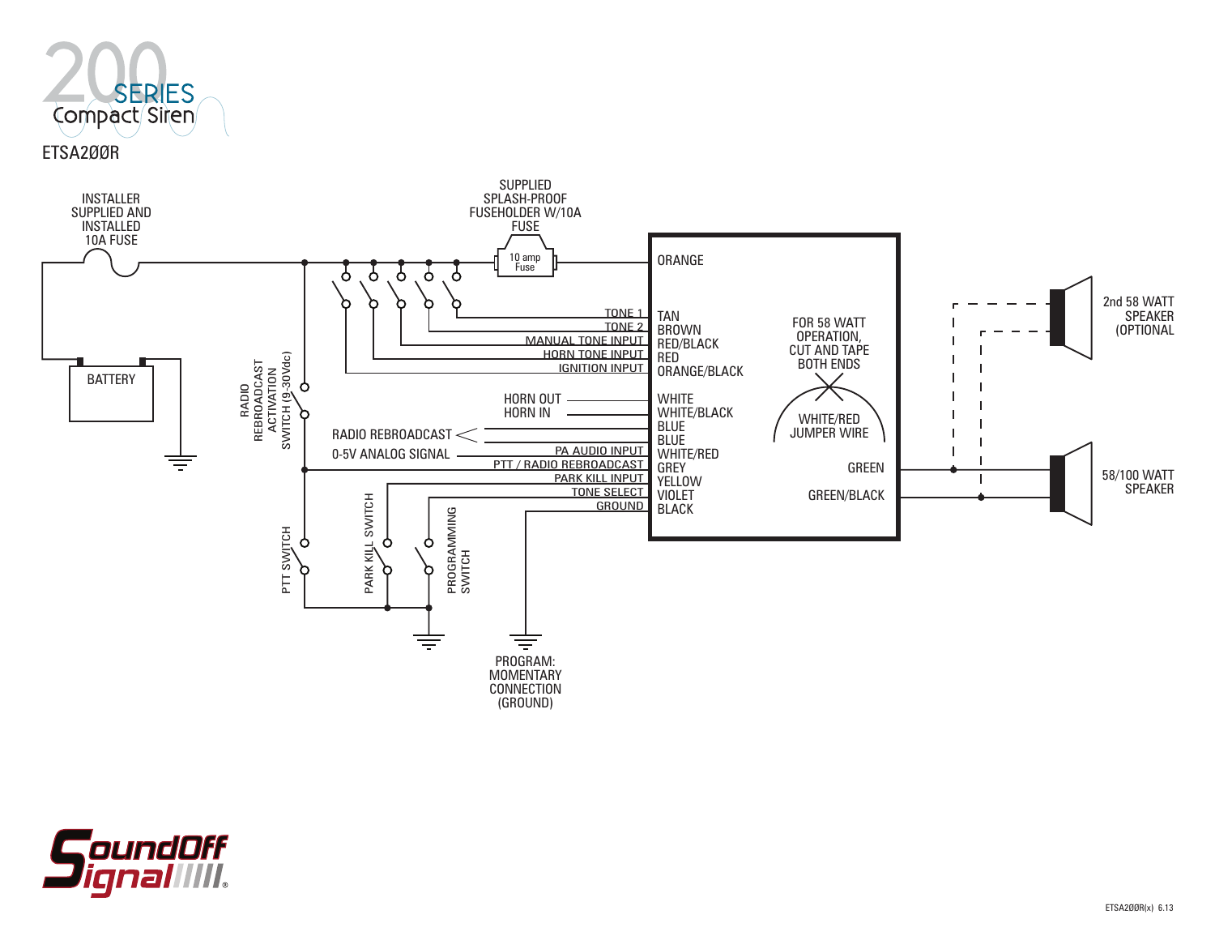# 200 SERIES Compact Siren

ETSA2ØØR

INSTALLER SUPPLIED AND INSTALLED 10A FUSE

SUPPLIED SPLASH-PROOF FUSEHOLDER W/10A FUSE

10 amp Fuse

BATTERY

RADIO REBROADCAST ACTIVATION SWITCH (9-30Vdc)

| Function | Wire Color |
|---|---|
| (Power) | ORANGE |
| TONE 1 | TAN |
| TONE 2 | BROWN |
| MANUAL TONE INPUT | RED/BLACK |
| HORN TONE INPUT | RED |
| IGNITION INPUT | ORANGE/BLACK |
| HORN OUT | WHITE |
| HORN IN | WHITE/BLACK |
| RADIO REBROADCAST | BLUE |
| RADIO REBROADCAST | BLUE |
| PA AUDIO INPUT (0-5V ANALOG SIGNAL) | WHITE/RED |
| PTT / RADIO REBROADCAST | GREY |
| PARK KILL INPUT | YELLOW |
| TONE SELECT | VIOLET |
| GROUND | BLACK |

FOR 58 WATT OPERATION, CUT AND TAPE BOTH ENDS

WHITE/RED JUMPER WIRE

GREEN

GREEN/BLACK

2nd 58 WATT SPEAKER (OPTIONAL

58/100 WATT SPEAKER

PTT SWITCH

PARK KILL SWITCH

PROGRAMMING SWITCH

PROGRAM: MOMENTARY CONNECTION (GROUND)

SoundOff Signal®

ETSA2ØØR(x) 6.13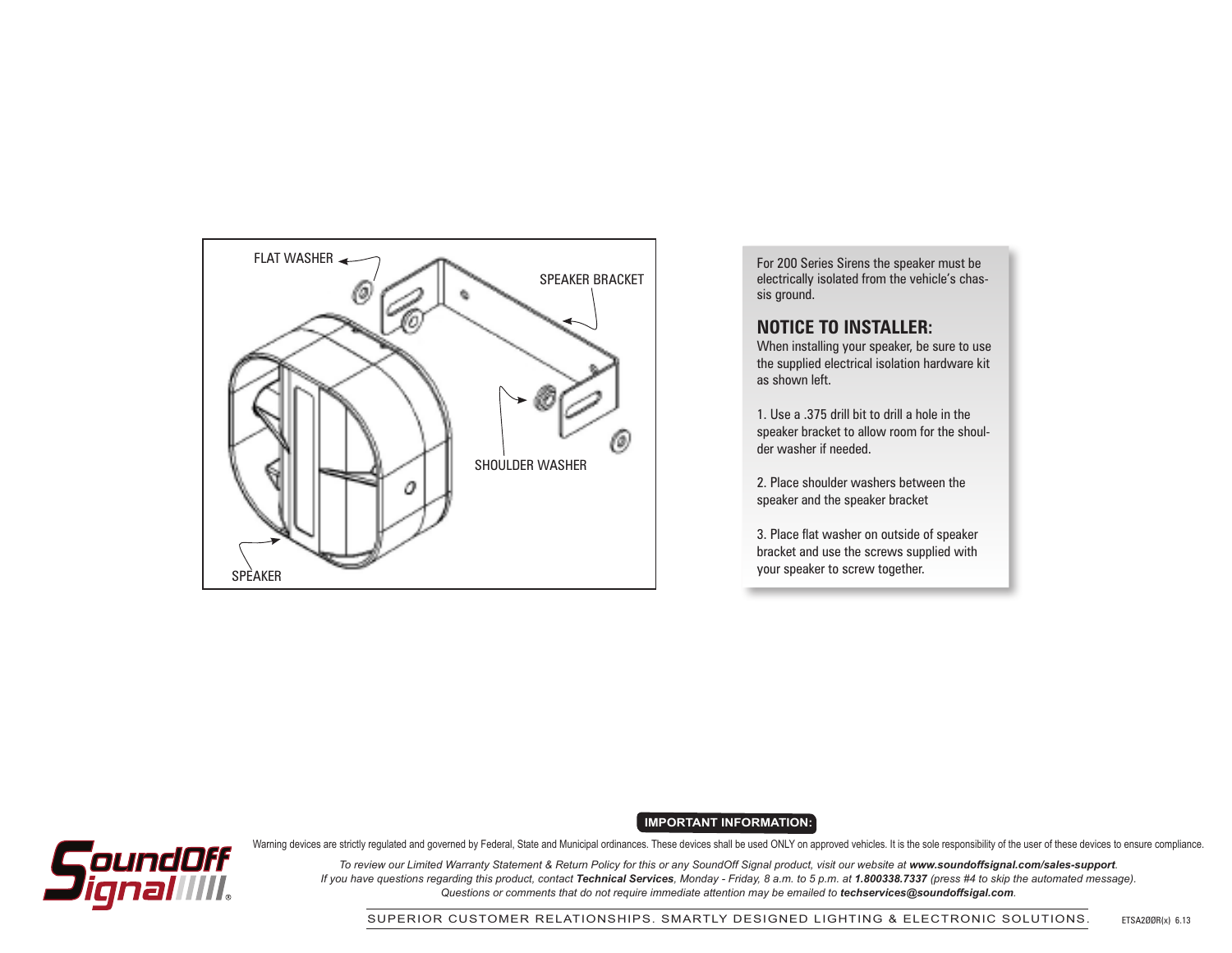FLAT WASHER

SPEAKER BRACKET

SHOULDER WASHER

SPEAKER

For 200 Series Sirens the speaker must be electrically isolated from the vehicle's chassis ground.

## NOTICE TO INSTALLER:

When installing your speaker, be sure to use the supplied electrical isolation hardware kit as shown left.

1. Use a .375 drill bit to drill a hole in the speaker bracket to allow room for the shoulder washer if needed.

2. Place shoulder washers between the speaker and the speaker bracket

3. Place flat washer on outside of speaker bracket and use the screws supplied with your speaker to screw together.

**IMPORTANT INFORMATION:**

Warning devices are strictly regulated and governed by Federal, State and Municipal ordinances. These devices shall be used ONLY on approved vehicles. It is the sole responsibility of the user of these devices to ensure compliance.

*To review our Limited Warranty Statement & Return Policy for this or any SoundOff Signal product, visit our website at* ***www.soundoffsignal.com/sales-support****.*
*If you have questions regarding this product, contact* ***Technical Services****, Monday - Friday, 8 a.m. to 5 p.m. at* ***1.800338.7337*** *(press #4 to skip the automated message).*
*Questions or comments that do not require immediate attention may be emailed to* ***techservices@soundoffsigal.com****.*

SUPERIOR CUSTOMER RELATIONSHIPS. SMARTLY DESIGNED LIGHTING & ELECTRONIC SOLUTIONS.

ETSA2ØØR(x) 6.13